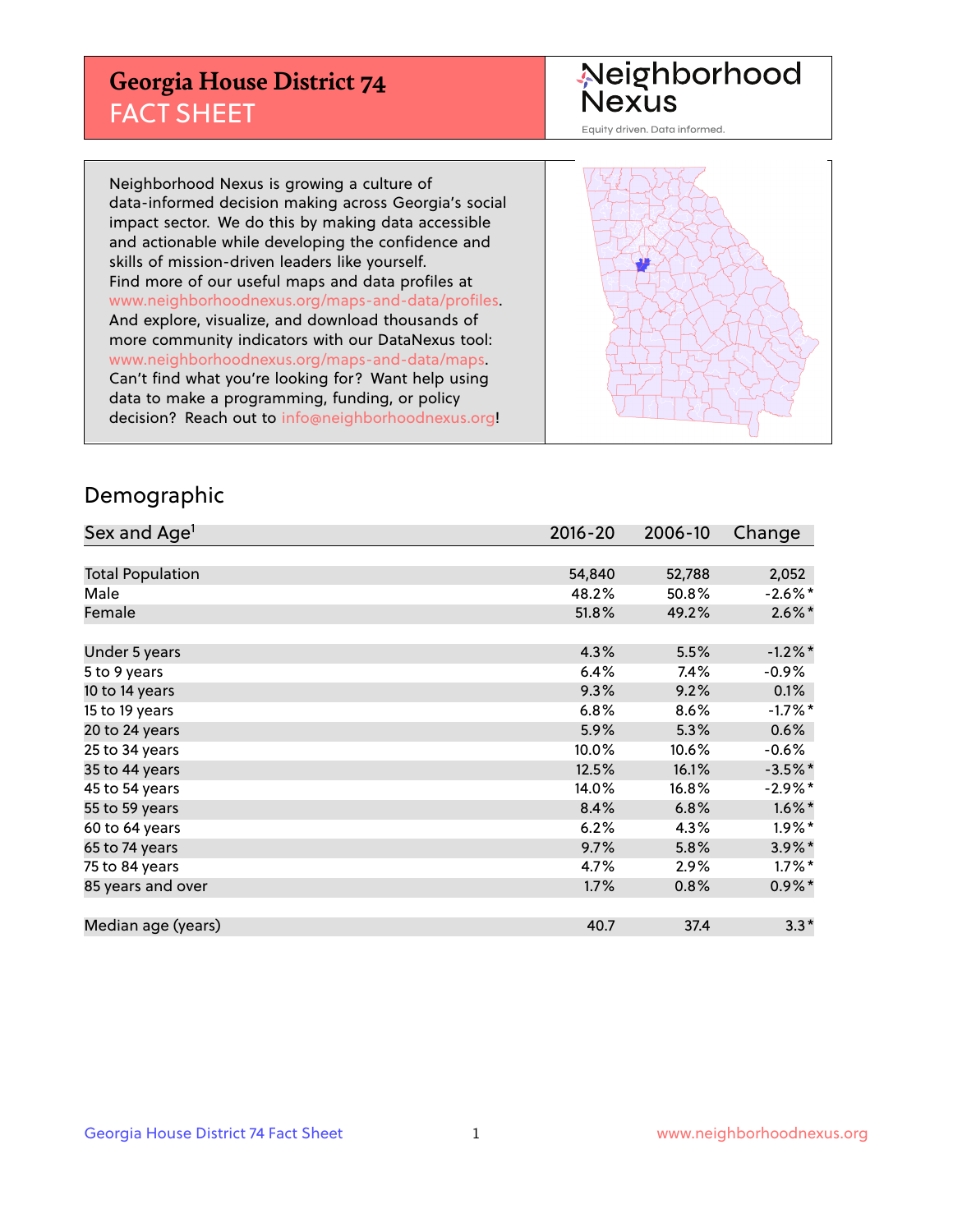# Georgia House District 74
## FACT SHEET

Neighborhood Nexus

Equity driven. Data informed.

Neighborhood Nexus is growing a culture of data-informed decision making across Georgia's social impact sector. We do this by making data accessible and actionable while developing the confidence and skills of mission-driven leaders like yourself. Find more of our useful maps and data profiles at www.neighborhoodnexus.org/maps-and-data/profiles. And explore, visualize, and download thousands of more community indicators with our DataNexus tool: www.neighborhoodnexus.org/maps-and-data/maps. Can't find what you're looking for? Want help using data to make a programming, funding, or policy decision? Reach out to info@neighborhoodnexus.org!

## Demographic

| Sex and Age[1] | 2016-20 | 2006-10 | Change |
|---|---|---|---|
| Total Population | 54,840 | 52,788 | 2,052 |
| Male | 48.2% | 50.8% | -2.6%* |
| Female | 51.8% | 49.2% | 2.6%* |
| | | | |
| Under 5 years | 4.3% | 5.5% | -1.2%* |
| 5 to 9 years | 6.4% | 7.4% | -0.9% |
| 10 to 14 years | 9.3% | 9.2% | 0.1% |
| 15 to 19 years | 6.8% | 8.6% | -1.7%* |
| 20 to 24 years | 5.9% | 5.3% | 0.6% |
| 25 to 34 years | 10.0% | 10.6% | -0.6% |
| 35 to 44 years | 12.5% | 16.1% | -3.5%* |
| 45 to 54 years | 14.0% | 16.8% | -2.9%* |
| 55 to 59 years | 8.4% | 6.8% | 1.6%* |
| 60 to 64 years | 6.2% | 4.3% | 1.9%* |
| 65 to 74 years | 9.7% | 5.8% | 3.9%* |
| 75 to 84 years | 4.7% | 2.9% | 1.7%* |
| 85 years and over | 1.7% | 0.8% | 0.9%* |
| | | | |
| Median age (years) | 40.7 | 37.4 | 3.3* |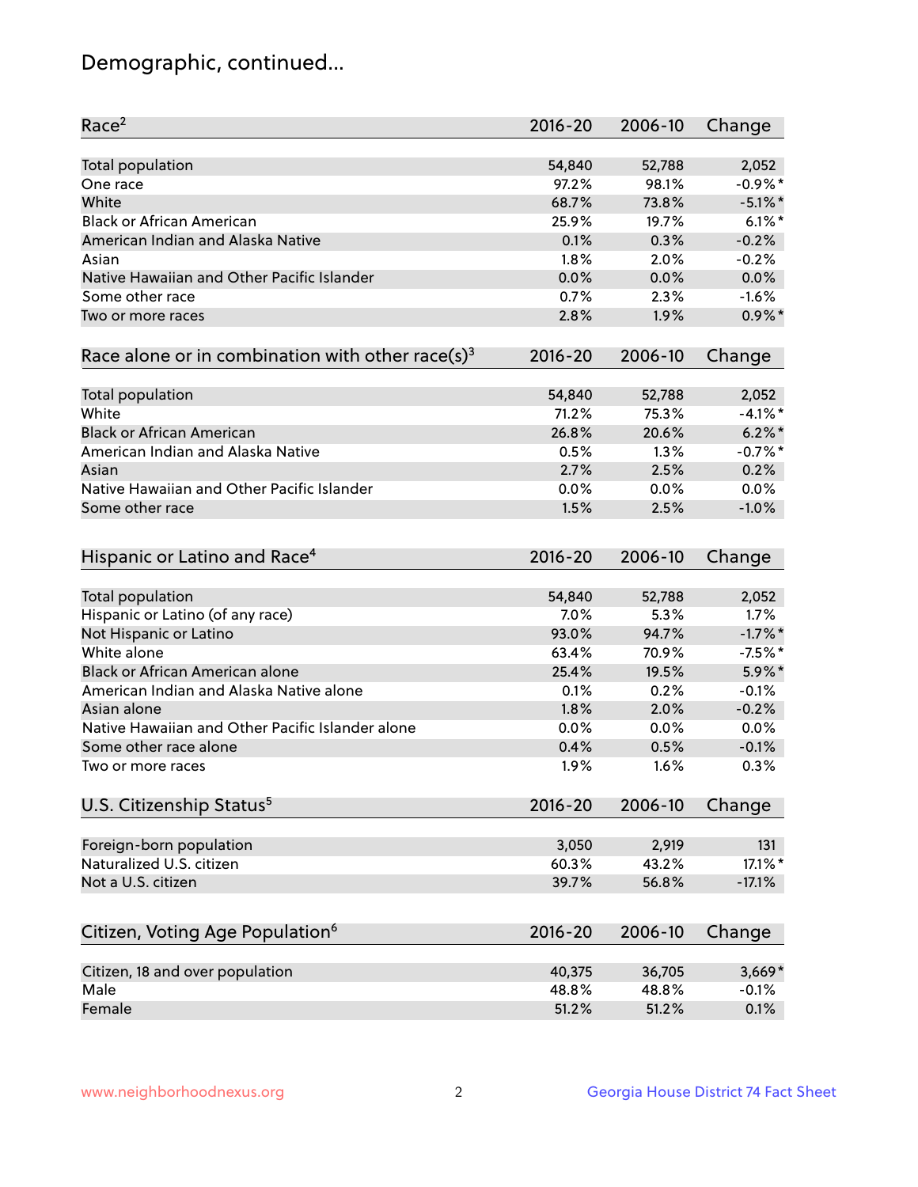# Demographic, continued...

| Race[2] | 2016-20 | 2006-10 | Change |
|---|---|---|---|
| Total population | 54,840 | 52,788 | 2,052 |
| One race | 97.2% | 98.1% | -0.9%* |
| White | 68.7% | 73.8% | -5.1%* |
| Black or African American | 25.9% | 19.7% | 6.1%* |
| American Indian and Alaska Native | 0.1% | 0.3% | -0.2% |
| Asian | 1.8% | 2.0% | -0.2% |
| Native Hawaiian and Other Pacific Islander | 0.0% | 0.0% | 0.0% |
| Some other race | 0.7% | 2.3% | -1.6% |
| Two or more races | 2.8% | 1.9% | 0.9%* |

| Race alone or in combination with other race(s)[3] | 2016-20 | 2006-10 | Change |
|---|---|---|---|
| Total population | 54,840 | 52,788 | 2,052 |
| White | 71.2% | 75.3% | -4.1%* |
| Black or African American | 26.8% | 20.6% | 6.2%* |
| American Indian and Alaska Native | 0.5% | 1.3% | -0.7%* |
| Asian | 2.7% | 2.5% | 0.2% |
| Native Hawaiian and Other Pacific Islander | 0.0% | 0.0% | 0.0% |
| Some other race | 1.5% | 2.5% | -1.0% |

| Hispanic or Latino and Race[4] | 2016-20 | 2006-10 | Change |
|---|---|---|---|
| Total population | 54,840 | 52,788 | 2,052 |
| Hispanic or Latino (of any race) | 7.0% | 5.3% | 1.7% |
| Not Hispanic or Latino | 93.0% | 94.7% | -1.7%* |
| White alone | 63.4% | 70.9% | -7.5%* |
| Black or African American alone | 25.4% | 19.5% | 5.9%* |
| American Indian and Alaska Native alone | 0.1% | 0.2% | -0.1% |
| Asian alone | 1.8% | 2.0% | -0.2% |
| Native Hawaiian and Other Pacific Islander alone | 0.0% | 0.0% | 0.0% |
| Some other race alone | 0.4% | 0.5% | -0.1% |
| Two or more races | 1.9% | 1.6% | 0.3% |

| U.S. Citizenship Status[5] | 2016-20 | 2006-10 | Change |
|---|---|---|---|
| Foreign-born population | 3,050 | 2,919 | 131 |
| Naturalized U.S. citizen | 60.3% | 43.2% | 17.1%* |
| Not a U.S. citizen | 39.7% | 56.8% | -17.1% |

| Citizen, Voting Age Population[6] | 2016-20 | 2006-10 | Change |
|---|---|---|---|
| Citizen, 18 and over population | 40,375 | 36,705 | 3,669* |
| Male | 48.8% | 48.8% | -0.1% |
| Female | 51.2% | 51.2% | 0.1% |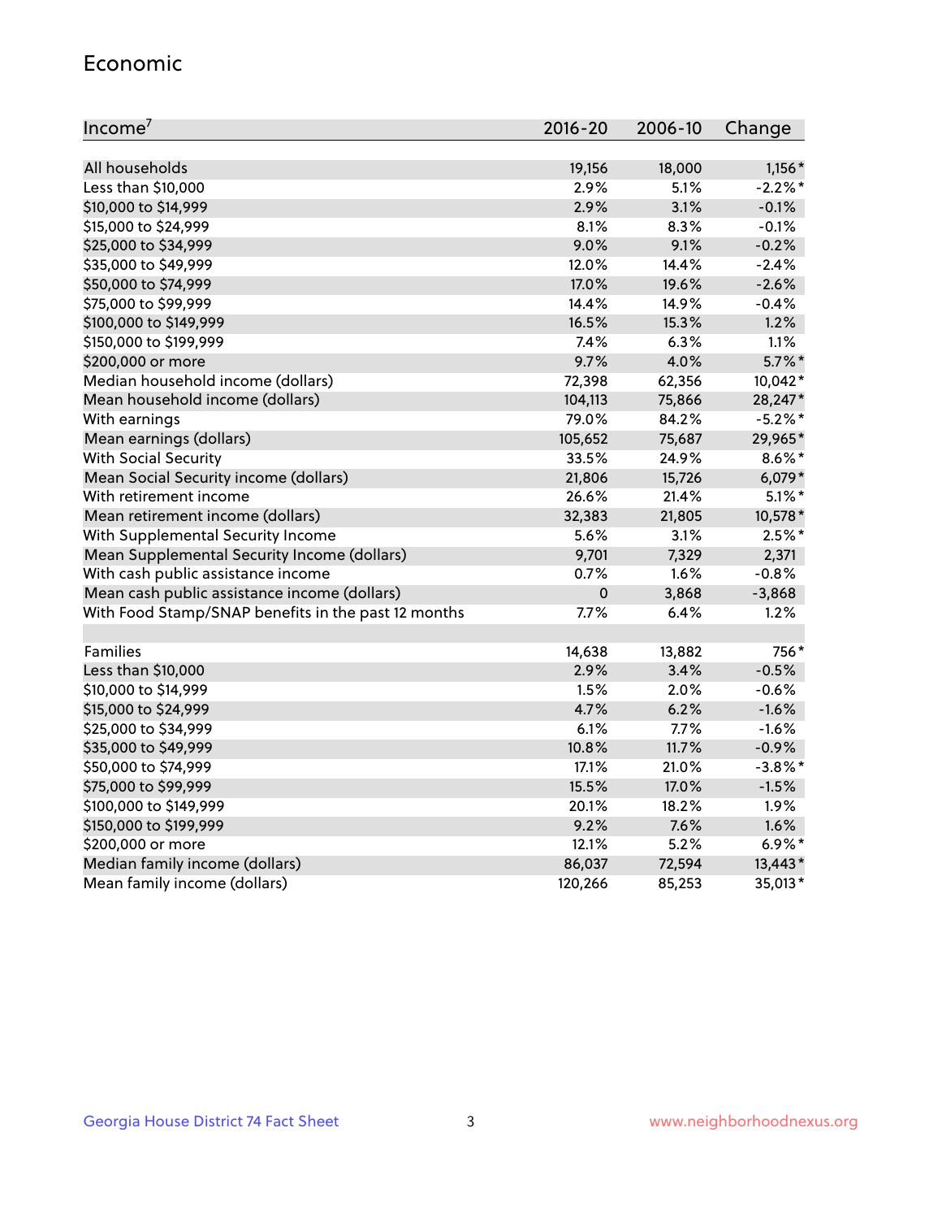## Economic

| Income[7] | 2016-20 | 2006-10 | Change |
|---|---|---|---|
| All households | 19,156 | 18,000 | 1,156* |
| Less than $10,000 | 2.9% | 5.1% | -2.2%* |
| $10,000 to $14,999 | 2.9% | 3.1% | -0.1% |
| $15,000 to $24,999 | 8.1% | 8.3% | -0.1% |
| $25,000 to $34,999 | 9.0% | 9.1% | -0.2% |
| $35,000 to $49,999 | 12.0% | 14.4% | -2.4% |
| $50,000 to $74,999 | 17.0% | 19.6% | -2.6% |
| $75,000 to $99,999 | 14.4% | 14.9% | -0.4% |
| $100,000 to $149,999 | 16.5% | 15.3% | 1.2% |
| $150,000 to $199,999 | 7.4% | 6.3% | 1.1% |
| $200,000 or more | 9.7% | 4.0% | 5.7%* |
| Median household income (dollars) | 72,398 | 62,356 | 10,042* |
| Mean household income (dollars) | 104,113 | 75,866 | 28,247* |
| With earnings | 79.0% | 84.2% | -5.2%* |
| Mean earnings (dollars) | 105,652 | 75,687 | 29,965* |
| With Social Security | 33.5% | 24.9% | 8.6%* |
| Mean Social Security income (dollars) | 21,806 | 15,726 | 6,079* |
| With retirement income | 26.6% | 21.4% | 5.1%* |
| Mean retirement income (dollars) | 32,383 | 21,805 | 10,578* |
| With Supplemental Security Income | 5.6% | 3.1% | 2.5%* |
| Mean Supplemental Security Income (dollars) | 9,701 | 7,329 | 2,371 |
| With cash public assistance income | 0.7% | 1.6% | -0.8% |
| Mean cash public assistance income (dollars) | 0 | 3,868 | -3,868 |
| With Food Stamp/SNAP benefits in the past 12 months | 7.7% | 6.4% | 1.2% |
| | | | |
| Families | 14,638 | 13,882 | 756* |
| Less than $10,000 | 2.9% | 3.4% | -0.5% |
| $10,000 to $14,999 | 1.5% | 2.0% | -0.6% |
| $15,000 to $24,999 | 4.7% | 6.2% | -1.6% |
| $25,000 to $34,999 | 6.1% | 7.7% | -1.6% |
| $35,000 to $49,999 | 10.8% | 11.7% | -0.9% |
| $50,000 to $74,999 | 17.1% | 21.0% | -3.8%* |
| $75,000 to $99,999 | 15.5% | 17.0% | -1.5% |
| $100,000 to $149,999 | 20.1% | 18.2% | 1.9% |
| $150,000 to $199,999 | 9.2% | 7.6% | 1.6% |
| $200,000 or more | 12.1% | 5.2% | 6.9%* |
| Median family income (dollars) | 86,037 | 72,594 | 13,443* |
| Mean family income (dollars) | 120,266 | 85,253 | 35,013* |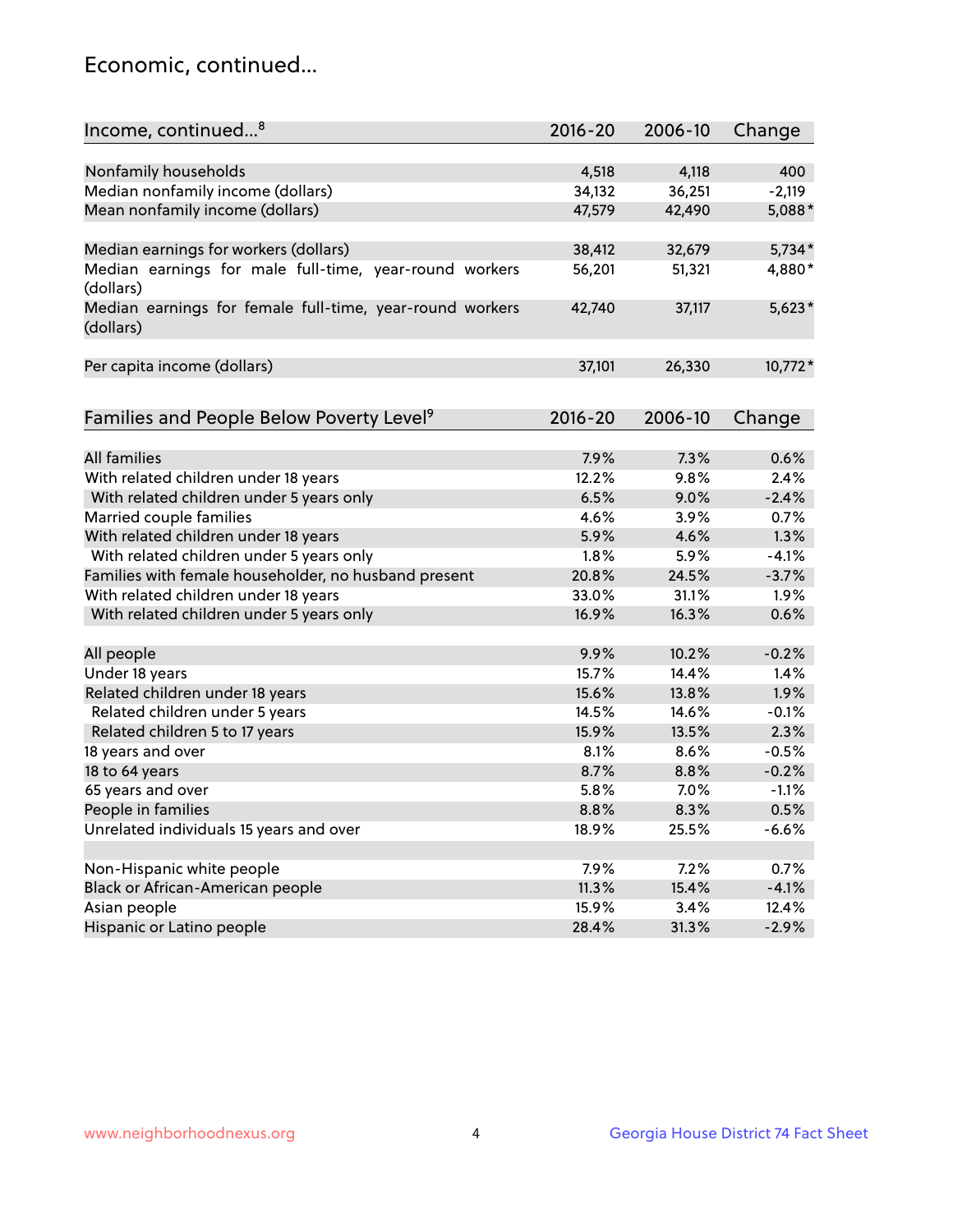## Economic, continued...

| Income, continued...[8] | 2016-20 | 2006-10 | Change |
|---|---|---|---|
| Nonfamily households | 4,518 | 4,118 | 400 |
| Median nonfamily income (dollars) | 34,132 | 36,251 | -2,119 |
| Mean nonfamily income (dollars) | 47,579 | 42,490 | 5,088* |
| Median earnings for workers (dollars) | 38,412 | 32,679 | 5,734* |
| Median earnings for male full-time, year-round workers (dollars) | 56,201 | 51,321 | 4,880* |
| Median earnings for female full-time, year-round workers (dollars) | 42,740 | 37,117 | 5,623* |
| Per capita income (dollars) | 37,101 | 26,330 | 10,772* |

| Families and People Below Poverty Level[9] | 2016-20 | 2006-10 | Change |
|---|---|---|---|
| All families | 7.9% | 7.3% | 0.6% |
| With related children under 18 years | 12.2% | 9.8% | 2.4% |
| With related children under 5 years only | 6.5% | 9.0% | -2.4% |
| Married couple families | 4.6% | 3.9% | 0.7% |
| With related children under 18 years | 5.9% | 4.6% | 1.3% |
| With related children under 5 years only | 1.8% | 5.9% | -4.1% |
| Families with female householder, no husband present | 20.8% | 24.5% | -3.7% |
| With related children under 18 years | 33.0% | 31.1% | 1.9% |
| With related children under 5 years only | 16.9% | 16.3% | 0.6% |
| All people | 9.9% | 10.2% | -0.2% |
| Under 18 years | 15.7% | 14.4% | 1.4% |
| Related children under 18 years | 15.6% | 13.8% | 1.9% |
| Related children under 5 years | 14.5% | 14.6% | -0.1% |
| Related children 5 to 17 years | 15.9% | 13.5% | 2.3% |
| 18 years and over | 8.1% | 8.6% | -0.5% |
| 18 to 64 years | 8.7% | 8.8% | -0.2% |
| 65 years and over | 5.8% | 7.0% | -1.1% |
| People in families | 8.8% | 8.3% | 0.5% |
| Unrelated individuals 15 years and over | 18.9% | 25.5% | -6.6% |
| Non-Hispanic white people | 7.9% | 7.2% | 0.7% |
| Black or African-American people | 11.3% | 15.4% | -4.1% |
| Asian people | 15.9% | 3.4% | 12.4% |
| Hispanic or Latino people | 28.4% | 31.3% | -2.9% |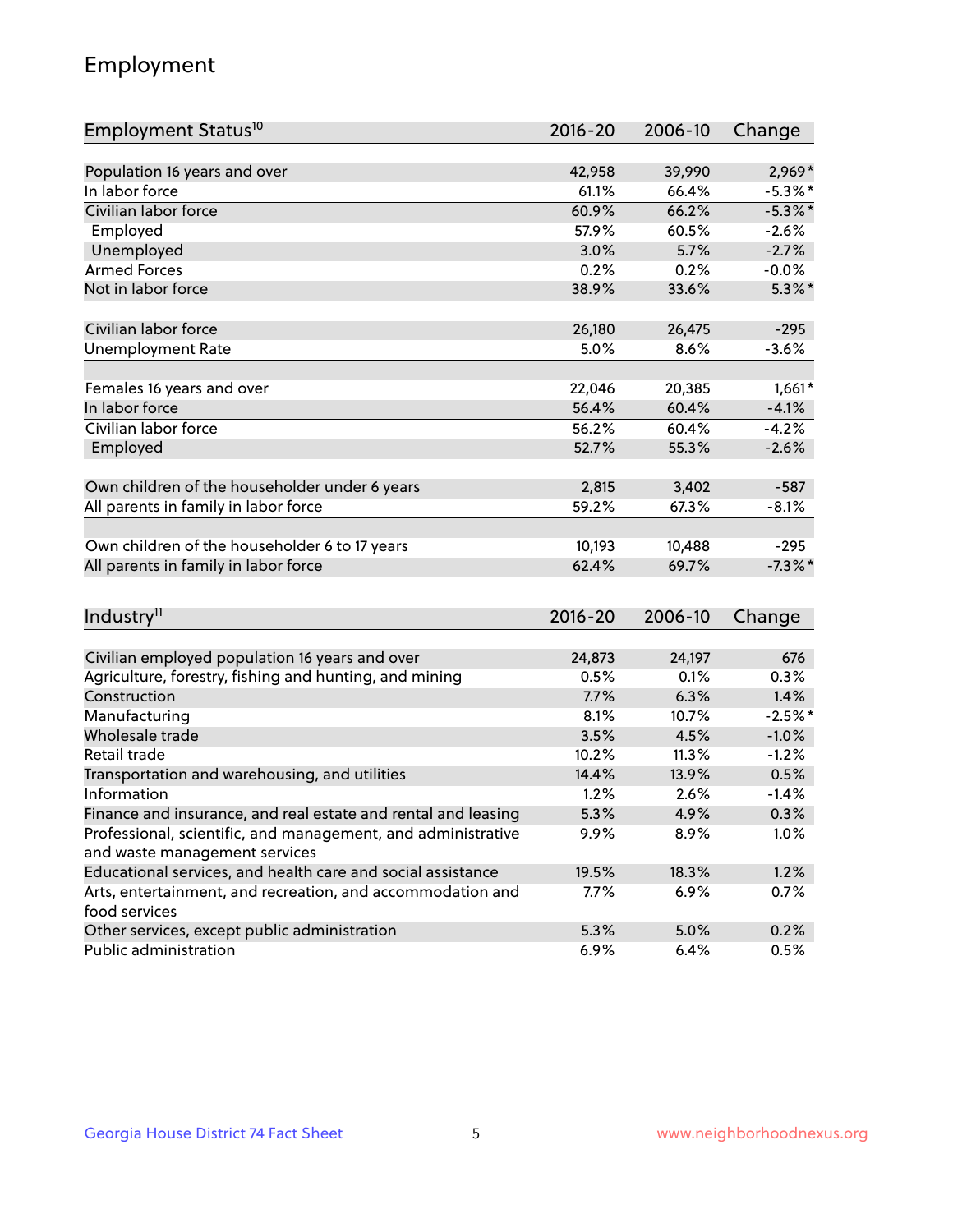## Employment

| Employment Status[10] | 2016-20 | 2006-10 | Change |
|---|---|---|---|
| Population 16 years and over | 42,958 | 39,990 | 2,969* |
| In labor force | 61.1% | 66.4% | -5.3%* |
| Civilian labor force | 60.9% | 66.2% | -5.3%* |
| Employed | 57.9% | 60.5% | -2.6% |
| Unemployed | 3.0% | 5.7% | -2.7% |
| Armed Forces | 0.2% | 0.2% | -0.0% |
| Not in labor force | 38.9% | 33.6% | 5.3%* |
| | | | |
| Civilian labor force | 26,180 | 26,475 | -295 |
| Unemployment Rate | 5.0% | 8.6% | -3.6% |
| | | | |
| Females 16 years and over | 22,046 | 20,385 | 1,661* |
| In labor force | 56.4% | 60.4% | -4.1% |
| Civilian labor force | 56.2% | 60.4% | -4.2% |
| Employed | 52.7% | 55.3% | -2.6% |
| | | | |
| Own children of the householder under 6 years | 2,815 | 3,402 | -587 |
| All parents in family in labor force | 59.2% | 67.3% | -8.1% |
| | | | |
| Own children of the householder 6 to 17 years | 10,193 | 10,488 | -295 |
| All parents in family in labor force | 62.4% | 69.7% | -7.3%* |

| Industry[11] | 2016-20 | 2006-10 | Change |
|---|---|---|---|
| Civilian employed population 16 years and over | 24,873 | 24,197 | 676 |
| Agriculture, forestry, fishing and hunting, and mining | 0.5% | 0.1% | 0.3% |
| Construction | 7.7% | 6.3% | 1.4% |
| Manufacturing | 8.1% | 10.7% | -2.5%* |
| Wholesale trade | 3.5% | 4.5% | -1.0% |
| Retail trade | 10.2% | 11.3% | -1.2% |
| Transportation and warehousing, and utilities | 14.4% | 13.9% | 0.5% |
| Information | 1.2% | 2.6% | -1.4% |
| Finance and insurance, and real estate and rental and leasing | 5.3% | 4.9% | 0.3% |
| Professional, scientific, and management, and administrative and waste management services | 9.9% | 8.9% | 1.0% |
| Educational services, and health care and social assistance | 19.5% | 18.3% | 1.2% |
| Arts, entertainment, and recreation, and accommodation and food services | 7.7% | 6.9% | 0.7% |
| Other services, except public administration | 5.3% | 5.0% | 0.2% |
| Public administration | 6.9% | 6.4% | 0.5% |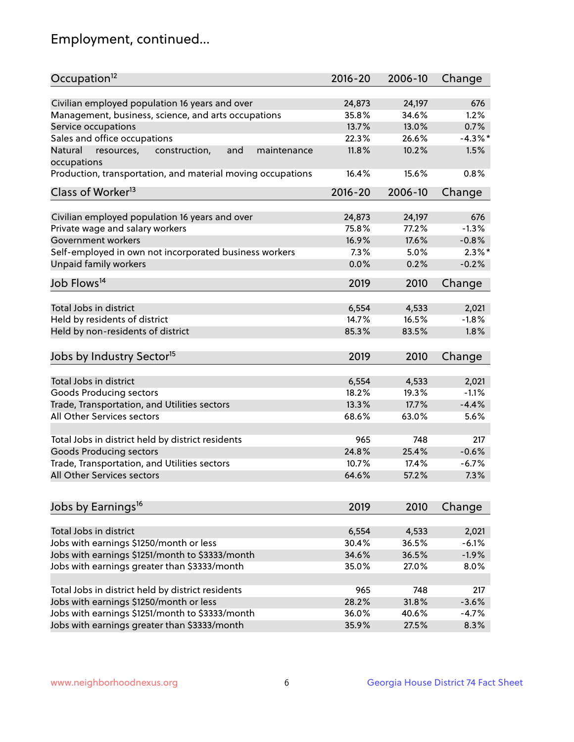## Employment, continued...

| Occupation[12] | 2016-20 | 2006-10 | Change |
|---|---|---|---|
| Civilian employed population 16 years and over | 24,873 | 24,197 | 676 |
| Management, business, science, and arts occupations | 35.8% | 34.6% | 1.2% |
| Service occupations | 13.7% | 13.0% | 0.7% |
| Sales and office occupations | 22.3% | 26.6% | -4.3%* |
| Natural resources, construction, and maintenance occupations | 11.8% | 10.2% | 1.5% |
| Production, transportation, and material moving occupations | 16.4% | 15.6% | 0.8% |

| Class of Worker[13] | 2016-20 | 2006-10 | Change |
|---|---|---|---|
| Civilian employed population 16 years and over | 24,873 | 24,197 | 676 |
| Private wage and salary workers | 75.8% | 77.2% | -1.3% |
| Government workers | 16.9% | 17.6% | -0.8% |
| Self-employed in own not incorporated business workers | 7.3% | 5.0% | 2.3%* |
| Unpaid family workers | 0.0% | 0.2% | -0.2% |

| Job Flows[14] | 2019 | 2010 | Change |
|---|---|---|---|
| Total Jobs in district | 6,554 | 4,533 | 2,021 |
| Held by residents of district | 14.7% | 16.5% | -1.8% |
| Held by non-residents of district | 85.3% | 83.5% | 1.8% |

| Jobs by Industry Sector[15] | 2019 | 2010 | Change |
|---|---|---|---|
| Total Jobs in district | 6,554 | 4,533 | 2,021 |
| Goods Producing sectors | 18.2% | 19.3% | -1.1% |
| Trade, Transportation, and Utilities sectors | 13.3% | 17.7% | -4.4% |
| All Other Services sectors | 68.6% | 63.0% | 5.6% |
| | | | |
| Total Jobs in district held by district residents | 965 | 748 | 217 |
| Goods Producing sectors | 24.8% | 25.4% | -0.6% |
| Trade, Transportation, and Utilities sectors | 10.7% | 17.4% | -6.7% |
| All Other Services sectors | 64.6% | 57.2% | 7.3% |

| Jobs by Earnings[16] | 2019 | 2010 | Change |
|---|---|---|---|
| Total Jobs in district | 6,554 | 4,533 | 2,021 |
| Jobs with earnings $1250/month or less | 30.4% | 36.5% | -6.1% |
| Jobs with earnings $1251/month to $3333/month | 34.6% | 36.5% | -1.9% |
| Jobs with earnings greater than $3333/month | 35.0% | 27.0% | 8.0% |
| | | | |
| Total Jobs in district held by district residents | 965 | 748 | 217 |
| Jobs with earnings $1250/month or less | 28.2% | 31.8% | -3.6% |
| Jobs with earnings $1251/month to $3333/month | 36.0% | 40.6% | -4.7% |
| Jobs with earnings greater than $3333/month | 35.9% | 27.5% | 8.3% |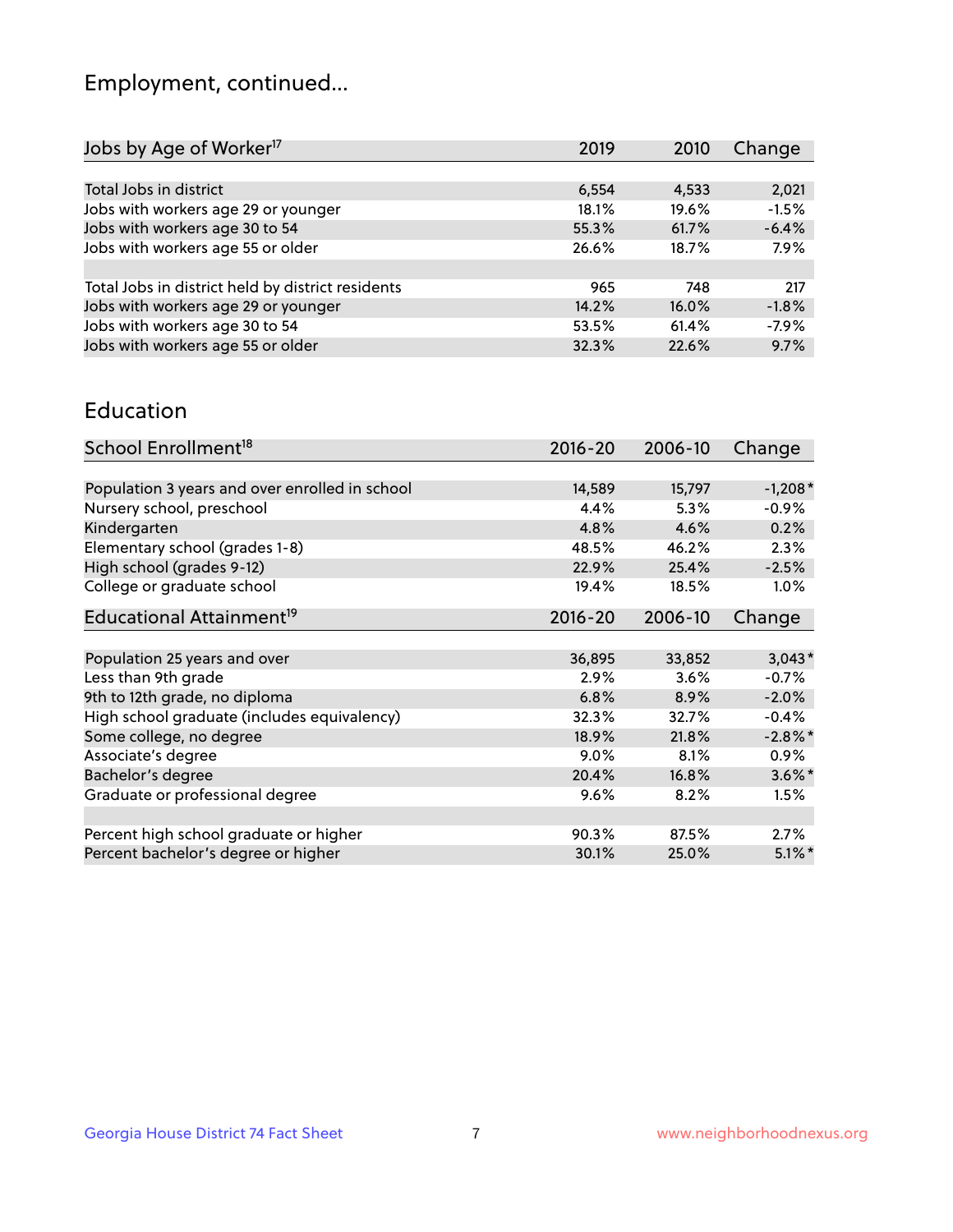# Employment, continued...

| Jobs by Age of Worker[17] | 2019 | 2010 | Change |
|---|---|---|---|
| | | | |
| Total Jobs in district | 6,554 | 4,533 | 2,021 |
| Jobs with workers age 29 or younger | 18.1% | 19.6% | -1.5% |
| Jobs with workers age 30 to 54 | 55.3% | 61.7% | -6.4% |
| Jobs with workers age 55 or older | 26.6% | 18.7% | 7.9% |
| | | | |
| Total Jobs in district held by district residents | 965 | 748 | 217 |
| Jobs with workers age 29 or younger | 14.2% | 16.0% | -1.8% |
| Jobs with workers age 30 to 54 | 53.5% | 61.4% | -7.9% |
| Jobs with workers age 55 or older | 32.3% | 22.6% | 9.7% |

## Education

| School Enrollment[18] | 2016-20 | 2006-10 | Change |
|---|---|---|---|
| | | | |
| Population 3 years and over enrolled in school | 14,589 | 15,797 | -1,208* |
| Nursery school, preschool | 4.4% | 5.3% | -0.9% |
| Kindergarten | 4.8% | 4.6% | 0.2% |
| Elementary school (grades 1-8) | 48.5% | 46.2% | 2.3% |
| High school (grades 9-12) | 22.9% | 25.4% | -2.5% |
| College or graduate school | 19.4% | 18.5% | 1.0% |

| Educational Attainment[19] | 2016-20 | 2006-10 | Change |
|---|---|---|---|
| | | | |
| Population 25 years and over | 36,895 | 33,852 | 3,043* |
| Less than 9th grade | 2.9% | 3.6% | -0.7% |
| 9th to 12th grade, no diploma | 6.8% | 8.9% | -2.0% |
| High school graduate (includes equivalency) | 32.3% | 32.7% | -0.4% |
| Some college, no degree | 18.9% | 21.8% | -2.8%* |
| Associate's degree | 9.0% | 8.1% | 0.9% |
| Bachelor's degree | 20.4% | 16.8% | 3.6%* |
| Graduate or professional degree | 9.6% | 8.2% | 1.5% |
| | | | |
| Percent high school graduate or higher | 90.3% | 87.5% | 2.7% |
| Percent bachelor's degree or higher | 30.1% | 25.0% | 5.1%* |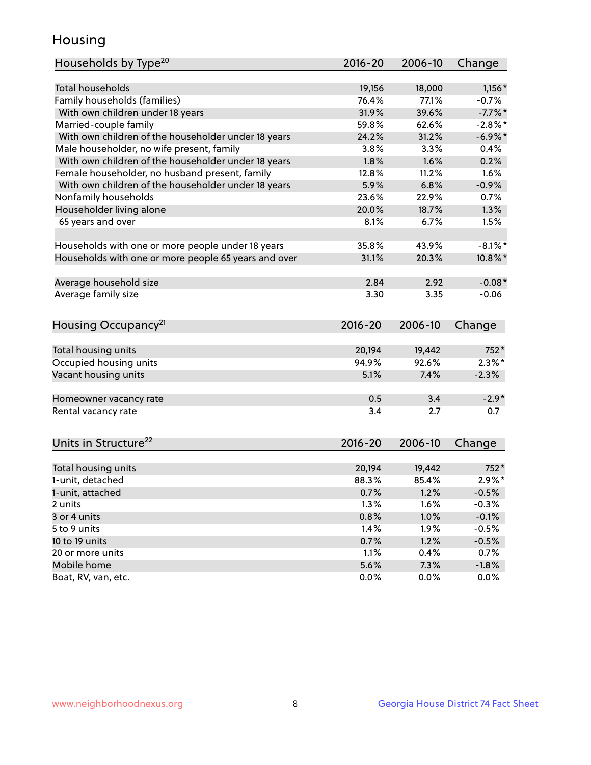# Housing

| Households by Type[20] | 2016-20 | 2006-10 | Change |
|---|---|---|---|
| Total households | 19,156 | 18,000 | 1,156* |
| Family households (families) | 76.4% | 77.1% | -0.7% |
| With own children under 18 years | 31.9% | 39.6% | -7.7%* |
| Married-couple family | 59.8% | 62.6% | -2.8%* |
| With own children of the householder under 18 years | 24.2% | 31.2% | -6.9%* |
| Male householder, no wife present, family | 3.8% | 3.3% | 0.4% |
| With own children of the householder under 18 years | 1.8% | 1.6% | 0.2% |
| Female householder, no husband present, family | 12.8% | 11.2% | 1.6% |
| With own children of the householder under 18 years | 5.9% | 6.8% | -0.9% |
| Nonfamily households | 23.6% | 22.9% | 0.7% |
| Householder living alone | 20.0% | 18.7% | 1.3% |
| 65 years and over | 8.1% | 6.7% | 1.5% |
| | | | |
| Households with one or more people under 18 years | 35.8% | 43.9% | -8.1%* |
| Households with one or more people 65 years and over | 31.1% | 20.3% | 10.8%* |
| | | | |
| Average household size | 2.84 | 2.92 | -0.08* |
| Average family size | 3.30 | 3.35 | -0.06 |

| Housing Occupancy[21] | 2016-20 | 2006-10 | Change |
|---|---|---|---|
| Total housing units | 20,194 | 19,442 | 752* |
| Occupied housing units | 94.9% | 92.6% | 2.3%* |
| Vacant housing units | 5.1% | 7.4% | -2.3% |
| | | | |
| Homeowner vacancy rate | 0.5 | 3.4 | -2.9* |
| Rental vacancy rate | 3.4 | 2.7 | 0.7 |

| Units in Structure[22] | 2016-20 | 2006-10 | Change |
|---|---|---|---|
| Total housing units | 20,194 | 19,442 | 752* |
| 1-unit, detached | 88.3% | 85.4% | 2.9%* |
| 1-unit, attached | 0.7% | 1.2% | -0.5% |
| 2 units | 1.3% | 1.6% | -0.3% |
| 3 or 4 units | 0.8% | 1.0% | -0.1% |
| 5 to 9 units | 1.4% | 1.9% | -0.5% |
| 10 to 19 units | 0.7% | 1.2% | -0.5% |
| 20 or more units | 1.1% | 0.4% | 0.7% |
| Mobile home | 5.6% | 7.3% | -1.8% |
| Boat, RV, van, etc. | 0.0% | 0.0% | 0.0% |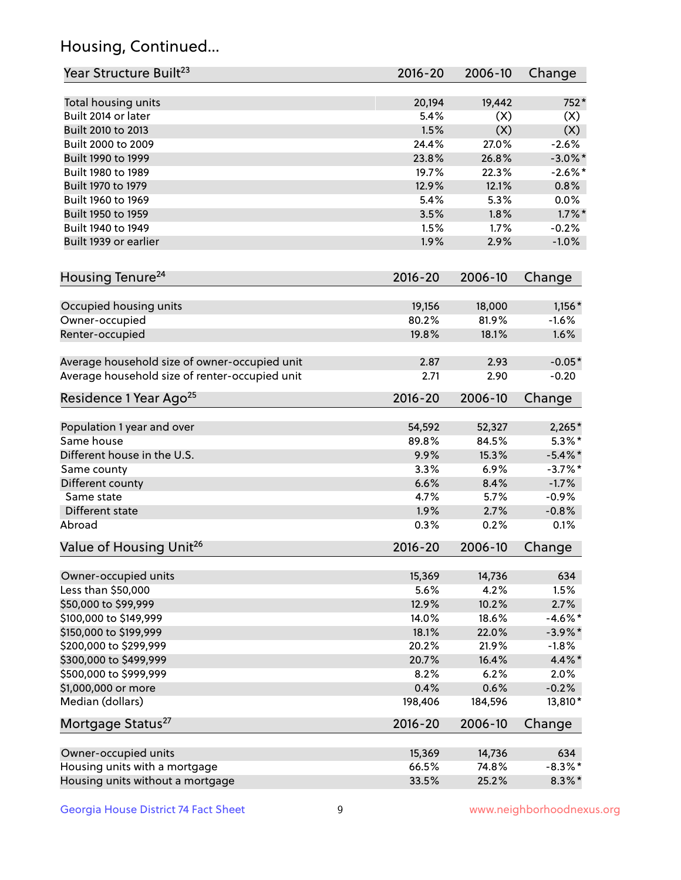## Housing, Continued...

| Year Structure Built[23] | 2016-20 | 2006-10 | Change |
|---|---|---|---|
| Total housing units | 20,194 | 19,442 | 752* |
| Built 2014 or later | 5.4% | (X) | (X) |
| Built 2010 to 2013 | 1.5% | (X) | (X) |
| Built 2000 to 2009 | 24.4% | 27.0% | -2.6% |
| Built 1990 to 1999 | 23.8% | 26.8% | -3.0%* |
| Built 1980 to 1989 | 19.7% | 22.3% | -2.6%* |
| Built 1970 to 1979 | 12.9% | 12.1% | 0.8% |
| Built 1960 to 1969 | 5.4% | 5.3% | 0.0% |
| Built 1950 to 1959 | 3.5% | 1.8% | 1.7%* |
| Built 1940 to 1949 | 1.5% | 1.7% | -0.2% |
| Built 1939 or earlier | 1.9% | 2.9% | -1.0% |

| Housing Tenure[24] | 2016-20 | 2006-10 | Change |
|---|---|---|---|
| Occupied housing units | 19,156 | 18,000 | 1,156* |
| Owner-occupied | 80.2% | 81.9% | -1.6% |
| Renter-occupied | 19.8% | 18.1% | 1.6% |
| Average household size of owner-occupied unit | 2.87 | 2.93 | -0.05* |
| Average household size of renter-occupied unit | 2.71 | 2.90 | -0.20 |

| Residence 1 Year Ago[25] | 2016-20 | 2006-10 | Change |
|---|---|---|---|
| Population 1 year and over | 54,592 | 52,327 | 2,265* |
| Same house | 89.8% | 84.5% | 5.3%* |
| Different house in the U.S. | 9.9% | 15.3% | -5.4%* |
| Same county | 3.3% | 6.9% | -3.7%* |
| Different county | 6.6% | 8.4% | -1.7% |
| Same state | 4.7% | 5.7% | -0.9% |
| Different state | 1.9% | 2.7% | -0.8% |
| Abroad | 0.3% | 0.2% | 0.1% |

| Value of Housing Unit[26] | 2016-20 | 2006-10 | Change |
|---|---|---|---|
| Owner-occupied units | 15,369 | 14,736 | 634 |
| Less than $50,000 | 5.6% | 4.2% | 1.5% |
| $50,000 to $99,999 | 12.9% | 10.2% | 2.7% |
| $100,000 to $149,999 | 14.0% | 18.6% | -4.6%* |
| $150,000 to $199,999 | 18.1% | 22.0% | -3.9%* |
| $200,000 to $299,999 | 20.2% | 21.9% | -1.8% |
| $300,000 to $499,999 | 20.7% | 16.4% | 4.4%* |
| $500,000 to $999,999 | 8.2% | 6.2% | 2.0% |
| $1,000,000 or more | 0.4% | 0.6% | -0.2% |
| Median (dollars) | 198,406 | 184,596 | 13,810* |

| Mortgage Status[27] | 2016-20 | 2006-10 | Change |
|---|---|---|---|
| Owner-occupied units | 15,369 | 14,736 | 634 |
| Housing units with a mortgage | 66.5% | 74.8% | -8.3%* |
| Housing units without a mortgage | 33.5% | 25.2% | 8.3%* |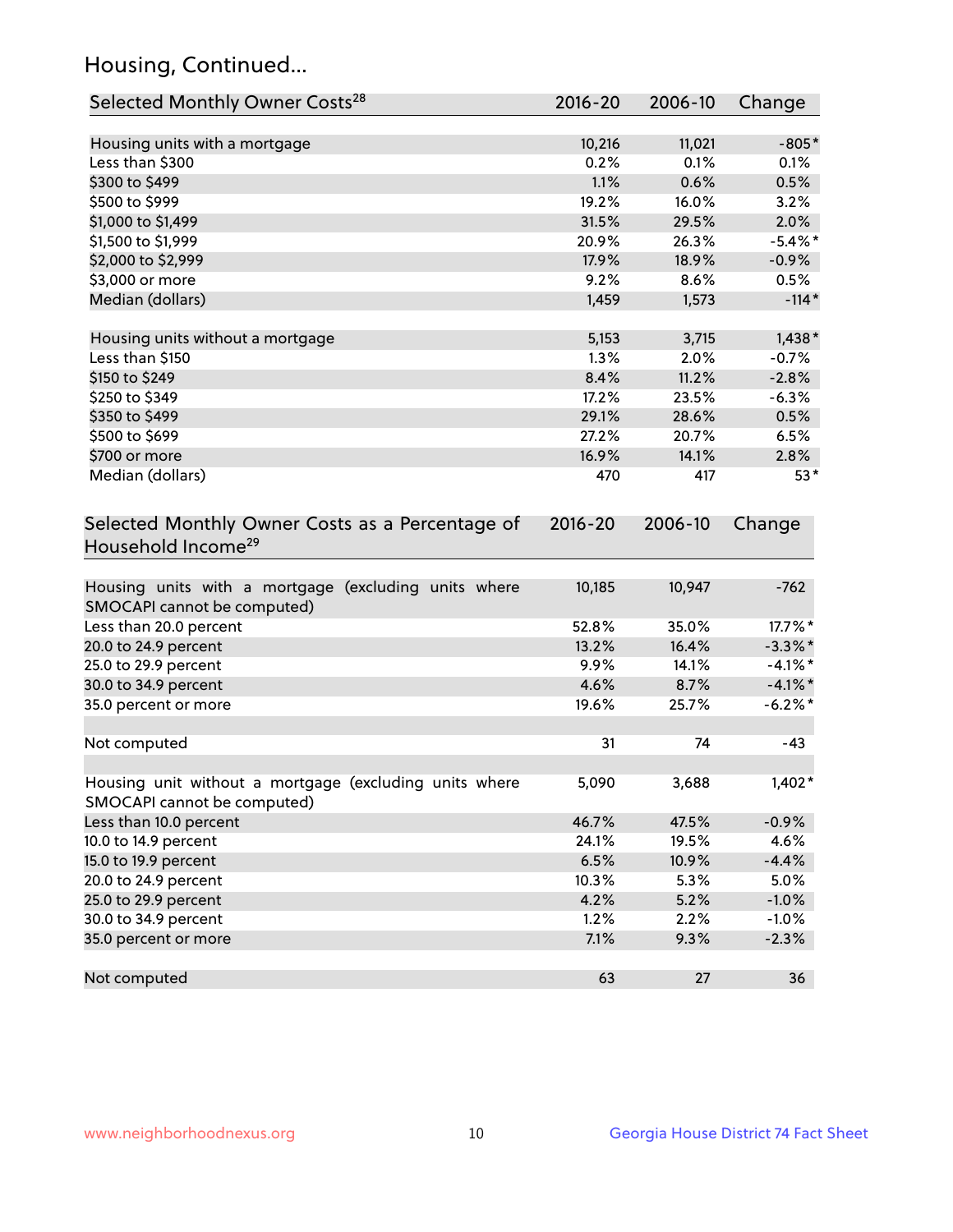## Housing, Continued...

| Selected Monthly Owner Costs[28] | 2016-20 | 2006-10 | Change |
|---|---|---|---|
| Housing units with a mortgage | 10,216 | 11,021 | -805* |
| Less than $300 | 0.2% | 0.1% | 0.1% |
| $300 to $499 | 1.1% | 0.6% | 0.5% |
| $500 to $999 | 19.2% | 16.0% | 3.2% |
| $1,000 to $1,499 | 31.5% | 29.5% | 2.0% |
| $1,500 to $1,999 | 20.9% | 26.3% | -5.4%* |
| $2,000 to $2,999 | 17.9% | 18.9% | -0.9% |
| $3,000 or more | 9.2% | 8.6% | 0.5% |
| Median (dollars) | 1,459 | 1,573 | -114* |
| | | | |
| Housing units without a mortgage | 5,153 | 3,715 | 1,438* |
| Less than $150 | 1.3% | 2.0% | -0.7% |
| $150 to $249 | 8.4% | 11.2% | -2.8% |
| $250 to $349 | 17.2% | 23.5% | -6.3% |
| $350 to $499 | 29.1% | 28.6% | 0.5% |
| $500 to $699 | 27.2% | 20.7% | 6.5% |
| $700 or more | 16.9% | 14.1% | 2.8% |
| Median (dollars) | 470 | 417 | 53* |

| Selected Monthly Owner Costs as a Percentage of Household Income[29] | 2016-20 | 2006-10 | Change |
|---|---|---|---|
| Housing units with a mortgage (excluding units where SMOCAPI cannot be computed) | 10,185 | 10,947 | -762 |
| Less than 20.0 percent | 52.8% | 35.0% | 17.7%* |
| 20.0 to 24.9 percent | 13.2% | 16.4% | -3.3%* |
| 25.0 to 29.9 percent | 9.9% | 14.1% | -4.1%* |
| 30.0 to 34.9 percent | 4.6% | 8.7% | -4.1%* |
| 35.0 percent or more | 19.6% | 25.7% | -6.2%* |
| | | | |
| Not computed | 31 | 74 | -43 |
| | | | |
| Housing unit without a mortgage (excluding units where SMOCAPI cannot be computed) | 5,090 | 3,688 | 1,402* |
| Less than 10.0 percent | 46.7% | 47.5% | -0.9% |
| 10.0 to 14.9 percent | 24.1% | 19.5% | 4.6% |
| 15.0 to 19.9 percent | 6.5% | 10.9% | -4.4% |
| 20.0 to 24.9 percent | 10.3% | 5.3% | 5.0% |
| 25.0 to 29.9 percent | 4.2% | 5.2% | -1.0% |
| 30.0 to 34.9 percent | 1.2% | 2.2% | -1.0% |
| 35.0 percent or more | 7.1% | 9.3% | -2.3% |
| | | | |
| Not computed | 63 | 27 | 36 |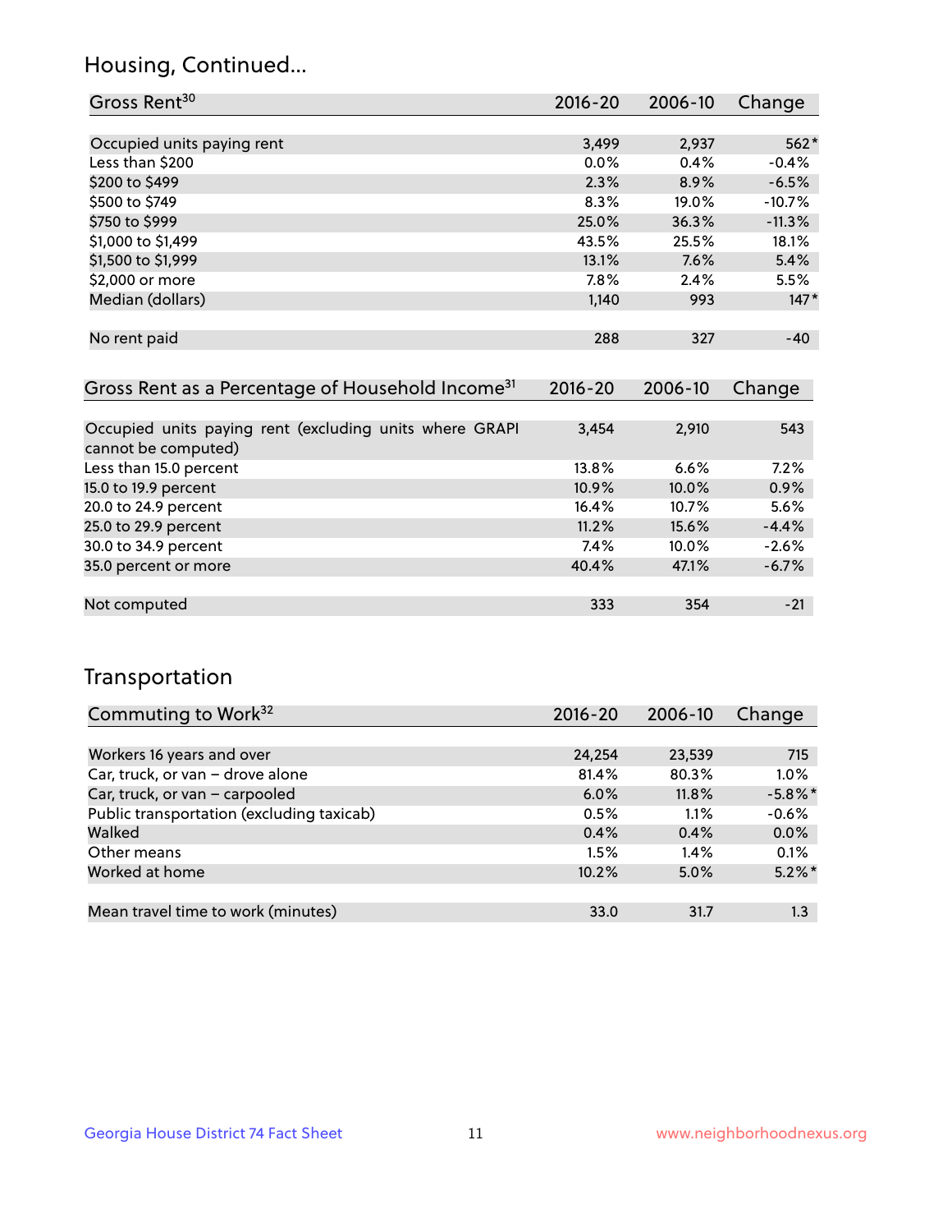## Housing, Continued...

| Gross Rent[30] | 2016-20 | 2006-10 | Change |
|---|---|---|---|
| Occupied units paying rent | 3,499 | 2,937 | 562* |
| Less than $200 | 0.0% | 0.4% | -0.4% |
| $200 to $499 | 2.3% | 8.9% | -6.5% |
| $500 to $749 | 8.3% | 19.0% | -10.7% |
| $750 to $999 | 25.0% | 36.3% | -11.3% |
| $1,000 to $1,499 | 43.5% | 25.5% | 18.1% |
| $1,500 to $1,999 | 13.1% | 7.6% | 5.4% |
| $2,000 or more | 7.8% | 2.4% | 5.5% |
| Median (dollars) | 1,140 | 993 | 147* |
| No rent paid | 288 | 327 | -40 |

| Gross Rent as a Percentage of Household Income[31] | 2016-20 | 2006-10 | Change |
|---|---|---|---|
| Occupied units paying rent (excluding units where GRAPI cannot be computed) | 3,454 | 2,910 | 543 |
| Less than 15.0 percent | 13.8% | 6.6% | 7.2% |
| 15.0 to 19.9 percent | 10.9% | 10.0% | 0.9% |
| 20.0 to 24.9 percent | 16.4% | 10.7% | 5.6% |
| 25.0 to 29.9 percent | 11.2% | 15.6% | -4.4% |
| 30.0 to 34.9 percent | 7.4% | 10.0% | -2.6% |
| 35.0 percent or more | 40.4% | 47.1% | -6.7% |
| Not computed | 333 | 354 | -21 |

## Transportation

| Commuting to Work[32] | 2016-20 | 2006-10 | Change |
|---|---|---|---|
| Workers 16 years and over | 24,254 | 23,539 | 715 |
| Car, truck, or van – drove alone | 81.4% | 80.3% | 1.0% |
| Car, truck, or van – carpooled | 6.0% | 11.8% | -5.8%* |
| Public transportation (excluding taxicab) | 0.5% | 1.1% | -0.6% |
| Walked | 0.4% | 0.4% | 0.0% |
| Other means | 1.5% | 1.4% | 0.1% |
| Worked at home | 10.2% | 5.0% | 5.2%* |
| Mean travel time to work (minutes) | 33.0 | 31.7 | 1.3 |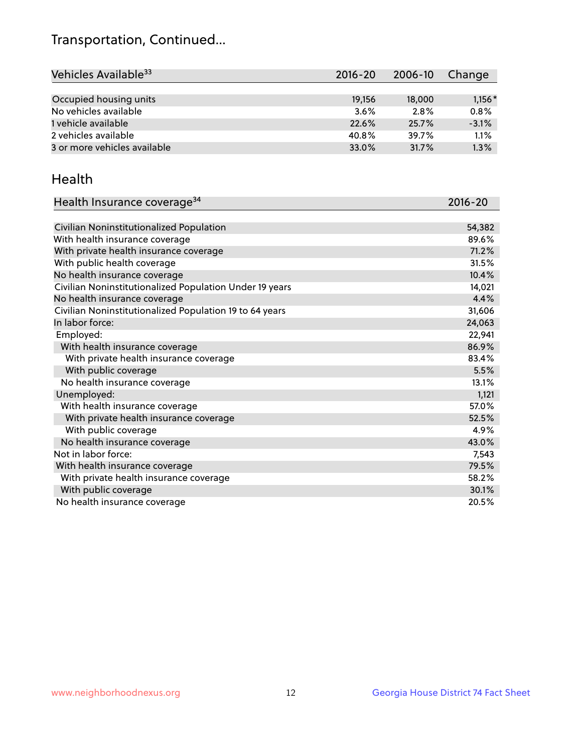# Transportation, Continued...

| Vehicles Available[33] | 2016-20 | 2006-10 | Change |
|---|---|---|---|
| Occupied housing units | 19,156 | 18,000 | 1,156* |
| No vehicles available | 3.6% | 2.8% | 0.8% |
| 1 vehicle available | 22.6% | 25.7% | -3.1% |
| 2 vehicles available | 40.8% | 39.7% | 1.1% |
| 3 or more vehicles available | 33.0% | 31.7% | 1.3% |

## Health

| Health Insurance coverage[34] | 2016-20 |
|---|---|
| Civilian Noninstitutionalized Population | 54,382 |
| With health insurance coverage | 89.6% |
| With private health insurance coverage | 71.2% |
| With public health coverage | 31.5% |
| No health insurance coverage | 10.4% |
| Civilian Noninstitutionalized Population Under 19 years | 14,021 |
| No health insurance coverage | 4.4% |
| Civilian Noninstitutionalized Population 19 to 64 years | 31,606 |
| In labor force: | 24,063 |
| Employed: | 22,941 |
| With health insurance coverage | 86.9% |
| With private health insurance coverage | 83.4% |
| With public coverage | 5.5% |
| No health insurance coverage | 13.1% |
| Unemployed: | 1,121 |
| With health insurance coverage | 57.0% |
| With private health insurance coverage | 52.5% |
| With public coverage | 4.9% |
| No health insurance coverage | 43.0% |
| Not in labor force: | 7,543 |
| With health insurance coverage | 79.5% |
| With private health insurance coverage | 58.2% |
| With public coverage | 30.1% |
| No health insurance coverage | 20.5% |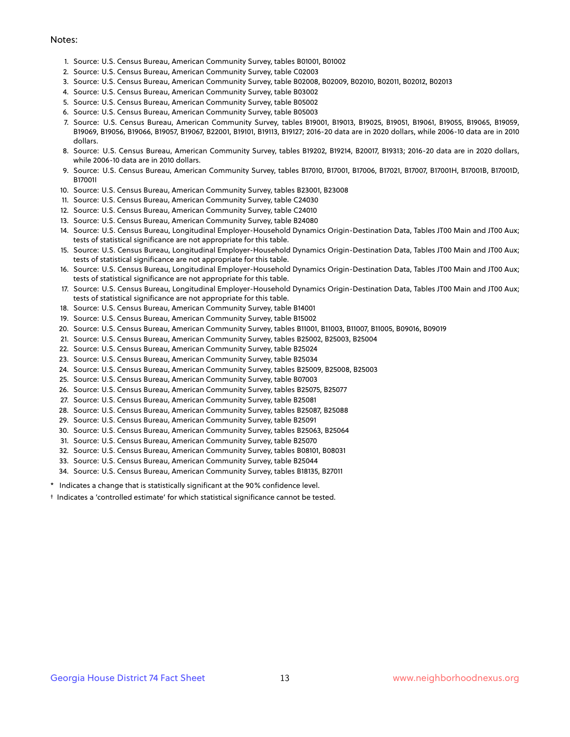Notes:

1. Source: U.S. Census Bureau, American Community Survey, tables B01001, B01002
2. Source: U.S. Census Bureau, American Community Survey, table C02003
3. Source: U.S. Census Bureau, American Community Survey, table B02008, B02009, B02010, B02011, B02012, B02013
4. Source: U.S. Census Bureau, American Community Survey, table B03002
5. Source: U.S. Census Bureau, American Community Survey, table B05002
6. Source: U.S. Census Bureau, American Community Survey, table B05003
7. Source: U.S. Census Bureau, American Community Survey, tables B19001, B19013, B19025, B19051, B19061, B19055, B19065, B19059, B19069, B19056, B19066, B19057, B19067, B22001, B19101, B19113, B19127; 2016-20 data are in 2020 dollars, while 2006-10 data are in 2010 dollars.
8. Source: U.S. Census Bureau, American Community Survey, tables B19202, B19214, B20017, B19313; 2016-20 data are in 2020 dollars, while 2006-10 data are in 2010 dollars.
9. Source: U.S. Census Bureau, American Community Survey, tables B17010, B17001, B17006, B17021, B17007, B17001H, B17001B, B17001D, B17001I
10. Source: U.S. Census Bureau, American Community Survey, tables B23001, B23008
11. Source: U.S. Census Bureau, American Community Survey, table C24030
12. Source: U.S. Census Bureau, American Community Survey, table C24010
13. Source: U.S. Census Bureau, American Community Survey, table B24080
14. Source: U.S. Census Bureau, Longitudinal Employer-Household Dynamics Origin-Destination Data, Tables JT00 Main and JT00 Aux; tests of statistical significance are not appropriate for this table.
15. Source: U.S. Census Bureau, Longitudinal Employer-Household Dynamics Origin-Destination Data, Tables JT00 Main and JT00 Aux; tests of statistical significance are not appropriate for this table.
16. Source: U.S. Census Bureau, Longitudinal Employer-Household Dynamics Origin-Destination Data, Tables JT00 Main and JT00 Aux; tests of statistical significance are not appropriate for this table.
17. Source: U.S. Census Bureau, Longitudinal Employer-Household Dynamics Origin-Destination Data, Tables JT00 Main and JT00 Aux; tests of statistical significance are not appropriate for this table.
18. Source: U.S. Census Bureau, American Community Survey, table B14001
19. Source: U.S. Census Bureau, American Community Survey, table B15002
20. Source: U.S. Census Bureau, American Community Survey, tables B11001, B11003, B11007, B11005, B09016, B09019
21. Source: U.S. Census Bureau, American Community Survey, tables B25002, B25003, B25004
22. Source: U.S. Census Bureau, American Community Survey, table B25024
23. Source: U.S. Census Bureau, American Community Survey, table B25034
24. Source: U.S. Census Bureau, American Community Survey, tables B25009, B25008, B25003
25. Source: U.S. Census Bureau, American Community Survey, table B07003
26. Source: U.S. Census Bureau, American Community Survey, tables B25075, B25077
27. Source: U.S. Census Bureau, American Community Survey, table B25081
28. Source: U.S. Census Bureau, American Community Survey, tables B25087, B25088
29. Source: U.S. Census Bureau, American Community Survey, table B25091
30. Source: U.S. Census Bureau, American Community Survey, tables B25063, B25064
31. Source: U.S. Census Bureau, American Community Survey, table B25070
32. Source: U.S. Census Bureau, American Community Survey, tables B08101, B08031
33. Source: U.S. Census Bureau, American Community Survey, table B25044
34. Source: U.S. Census Bureau, American Community Survey, tables B18135, B27011

\* Indicates a change that is statistically significant at the 90% confidence level.

† Indicates a 'controlled estimate' for which statistical significance cannot be tested.